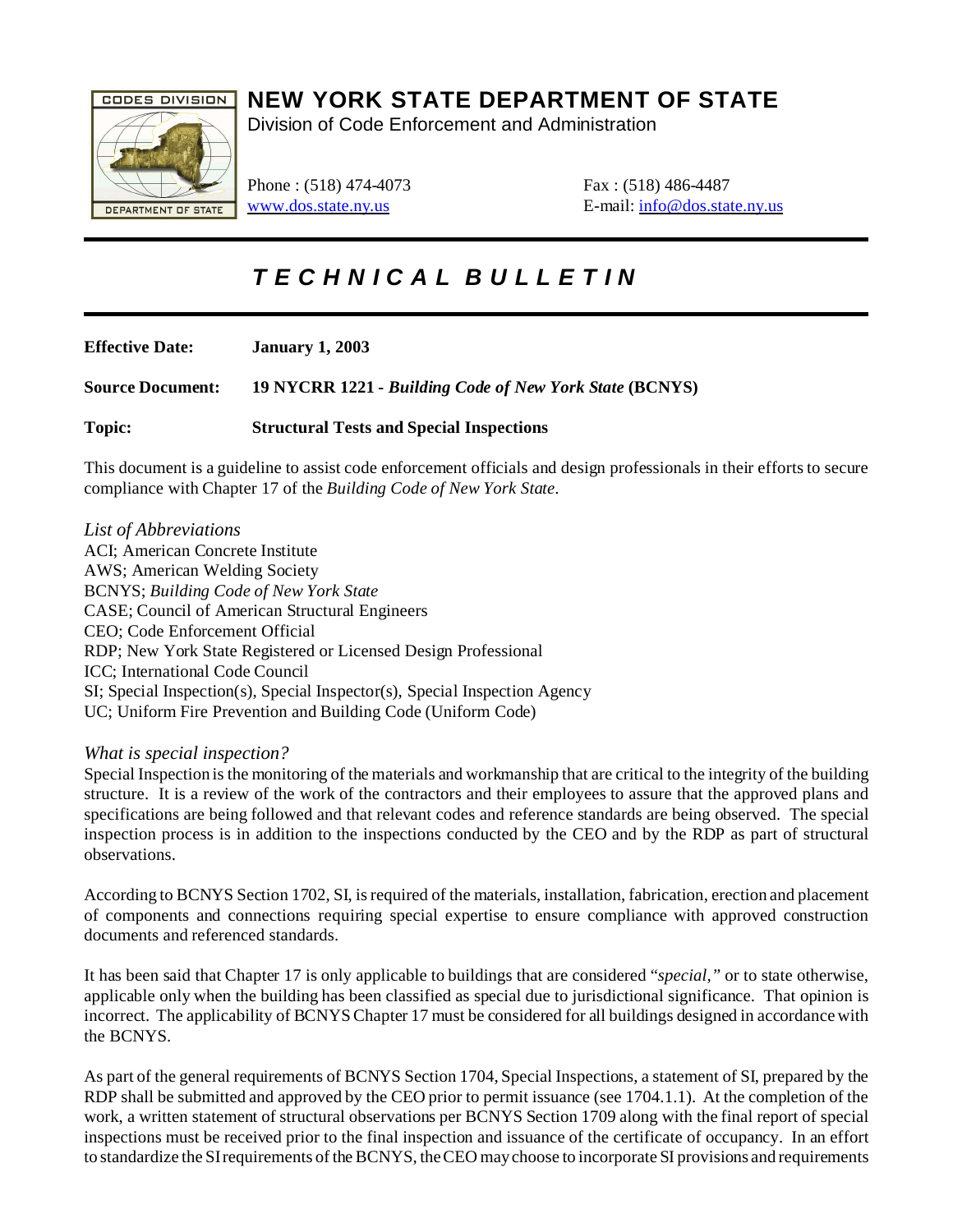# NEW YORK STATE DEPARTMENT OF STATE

Division of Code Enforcement and Administration

Phone : (518) 474-4073
www.dos.state.ny.us

Fax : (518) 486-4487
E-mail: info@dos.state.ny.us

## *T E C H N I C A L   B U L L E T I N*

**Effective Date:** **January 1, 2003**

**Source Document:** **19 NYCRR 1221 - *Building Code of New York State* (BCNYS)**

**Topic:** **Structural Tests and Special Inspections**

This document is a guideline to assist code enforcement officials and design professionals in their efforts to secure compliance with Chapter 17 of the *Building Code of New York State*.

*List of Abbreviations*

ACI; American Concrete Institute
AWS; American Welding Society
BCNYS; *Building Code of New York State*
CASE; Council of American Structural Engineers
CEO; Code Enforcement Official
RDP; New York State Registered or Licensed Design Professional
ICC; International Code Council
SI; Special Inspection(s), Special Inspector(s), Special Inspection Agency
UC; Uniform Fire Prevention and Building Code (Uniform Code)

*What is special inspection?*

Special Inspection is the monitoring of the materials and workmanship that are critical to the integrity of the building structure. It is a review of the work of the contractors and their employees to assure that the approved plans and specifications are being followed and that relevant codes and reference standards are being observed. The special inspection process is in addition to the inspections conducted by the CEO and by the RDP as part of structural observations.

According to BCNYS Section 1702, SI, is required of the materials, installation, fabrication, erection and placement of components and connections requiring special expertise to ensure compliance with approved construction documents and referenced standards.

It has been said that Chapter 17 is only applicable to buildings that are considered "*special,*" or to state otherwise, applicable only when the building has been classified as special due to jurisdictional significance. That opinion is incorrect. The applicability of BCNYS Chapter 17 must be considered for all buildings designed in accordance with the BCNYS.

As part of the general requirements of BCNYS Section 1704, Special Inspections, a statement of SI, prepared by the RDP shall be submitted and approved by the CEO prior to permit issuance (see 1704.1.1). At the completion of the work, a written statement of structural observations per BCNYS Section 1709 along with the final report of special inspections must be received prior to the final inspection and issuance of the certificate of occupancy. In an effort to standardize the SI requirements of the BCNYS, the CEO may choose to incorporate SI provisions and requirements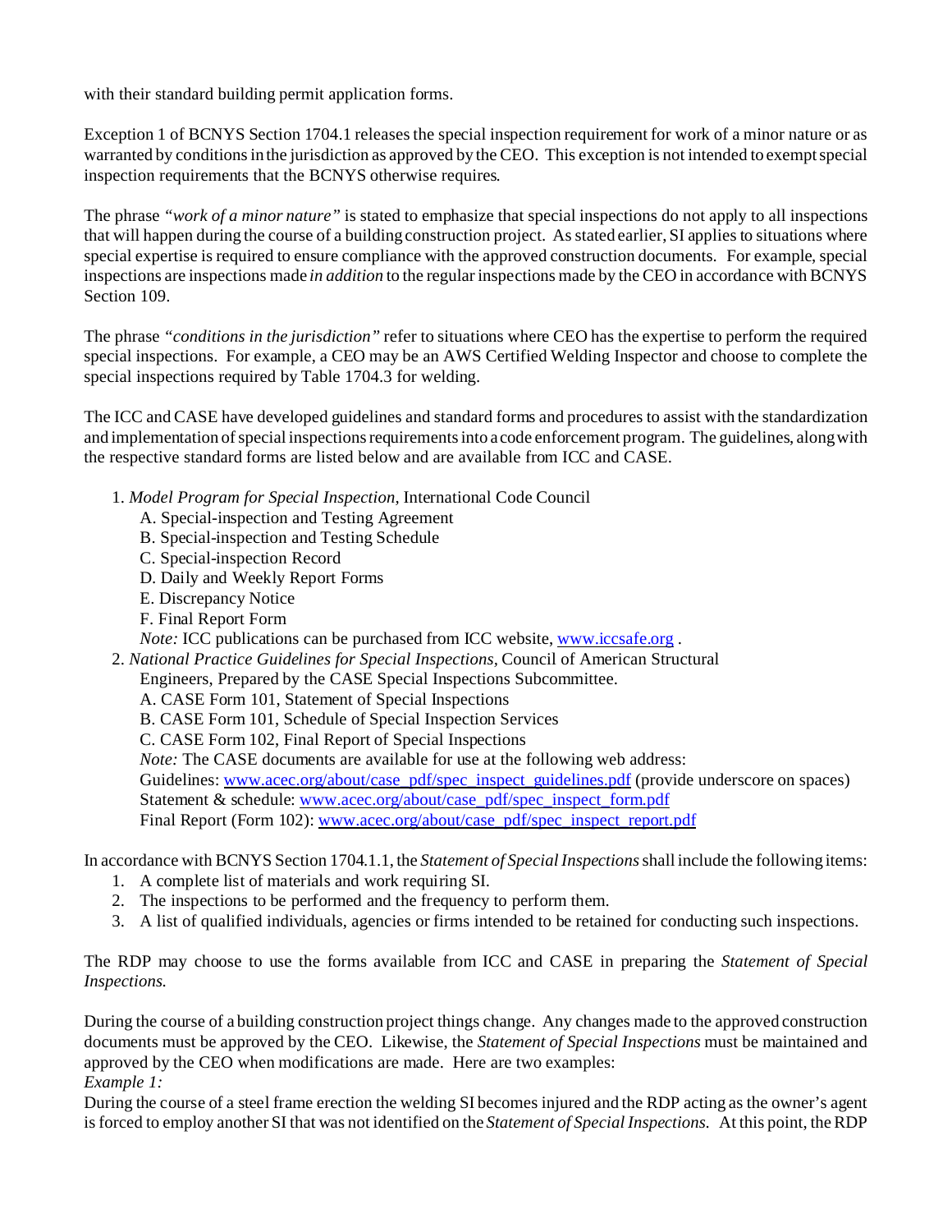with their standard building permit application forms.

Exception 1 of BCNYS Section 1704.1 releases the special inspection requirement for work of a minor nature or as warranted by conditions in the jurisdiction as approved by the CEO. This exception is not intended to exempt special inspection requirements that the BCNYS otherwise requires.

The phrase *"work of a minor nature"* is stated to emphasize that special inspections do not apply to all inspections that will happen during the course of a building construction project. As stated earlier, SI applies to situations where special expertise is required to ensure compliance with the approved construction documents. For example, special inspections are inspections made *in addition* to the regular inspections made by the CEO in accordance with BCNYS Section 109.

The phrase *"conditions in the jurisdiction"* refer to situations where CEO has the expertise to perform the required special inspections. For example, a CEO may be an AWS Certified Welding Inspector and choose to complete the special inspections required by Table 1704.3 for welding.

The ICC and CASE have developed guidelines and standard forms and procedures to assist with the standardization and implementation of special inspections requirements into a code enforcement program. The guidelines, along with the respective standard forms are listed below and are available from ICC and CASE.

1. *Model Program for Special Inspection,* International Code Council
   - A. Special-inspection and Testing Agreement
   - B. Special-inspection and Testing Schedule
   - C. Special-inspection Record
   - D. Daily and Weekly Report Forms
   - E. Discrepancy Notice
   - F. Final Report Form

   *Note:* ICC publications can be purchased from ICC website, www.iccsafe.org .
2. *National Practice Guidelines for Special Inspections*, Council of American Structural Engineers, Prepared by the CASE Special Inspections Subcommittee.
   - A. CASE Form 101, Statement of Special Inspections
   - B. CASE Form 101, Schedule of Special Inspection Services
   - C. CASE Form 102, Final Report of Special Inspections

   *Note:* The CASE documents are available for use at the following web address:
   Guidelines: www.acec.org/about/case_pdf/spec_inspect_guidelines.pdf (provide underscore on spaces)
   Statement & schedule: www.acec.org/about/case_pdf/spec_inspect_form.pdf
   Final Report (Form 102): www.acec.org/about/case_pdf/spec_inspect_report.pdf

In accordance with BCNYS Section 1704.1.1, the *Statement of Special Inspections* shall include the following items:

1. A complete list of materials and work requiring SI.
2. The inspections to be performed and the frequency to perform them.
3. A list of qualified individuals, agencies or firms intended to be retained for conducting such inspections.

The RDP may choose to use the forms available from ICC and CASE in preparing the *Statement of Special Inspections.*

During the course of a building construction project things change. Any changes made to the approved construction documents must be approved by the CEO. Likewise, the *Statement of Special Inspections* must be maintained and approved by the CEO when modifications are made. Here are two examples:

*Example 1:*

During the course of a steel frame erection the welding SI becomes injured and the RDP acting as the owner's agent is forced to employ another SI that was not identified on the *Statement of Special Inspections.* At this point, the RDP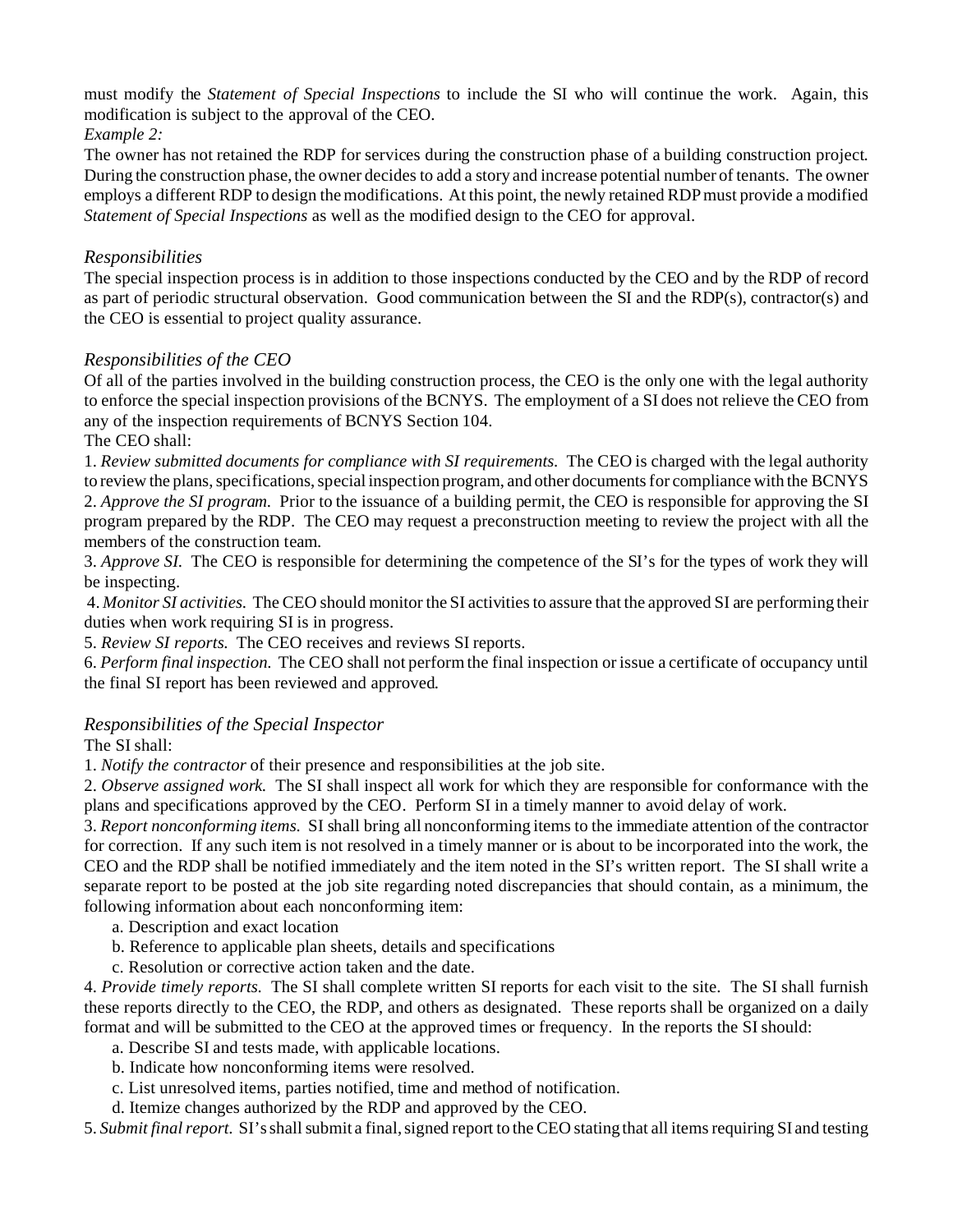must modify the *Statement of Special Inspections* to include the SI who will continue the work. Again, this modification is subject to the approval of the CEO.

*Example 2:*

The owner has not retained the RDP for services during the construction phase of a building construction project. During the construction phase, the owner decides to add a story and increase potential number of tenants. The owner employs a different RDP to design the modifications. At this point, the newly retained RDP must provide a modified *Statement of Special Inspections* as well as the modified design to the CEO for approval.

### *Responsibilities*

The special inspection process is in addition to those inspections conducted by the CEO and by the RDP of record as part of periodic structural observation. Good communication between the SI and the RDP(s), contractor(s) and the CEO is essential to project quality assurance.

### *Responsibilities of the CEO*

Of all of the parties involved in the building construction process, the CEO is the only one with the legal authority to enforce the special inspection provisions of the BCNYS. The employment of a SI does not relieve the CEO from any of the inspection requirements of BCNYS Section 104.

The CEO shall:

1. *Review submitted documents for compliance with SI requirements.* The CEO is charged with the legal authority to review the plans, specifications, special inspection program, and other documents for compliance with the BCNYS
2. *Approve the SI program.* Prior to the issuance of a building permit, the CEO is responsible for approving the SI program prepared by the RDP. The CEO may request a preconstruction meeting to review the project with all the members of the construction team.
3. *Approve SI.* The CEO is responsible for determining the competence of the SI's for the types of work they will be inspecting.
4. *Monitor SI activities.* The CEO should monitor the SI activities to assure that the approved SI are performing their duties when work requiring SI is in progress.
5. *Review SI reports.* The CEO receives and reviews SI reports.
6. *Perform final inspection.* The CEO shall not perform the final inspection or issue a certificate of occupancy until the final SI report has been reviewed and approved.

### *Responsibilities of the Special Inspector*

The SI shall:

1. *Notify the contractor* of their presence and responsibilities at the job site.
2. *Observe assigned work.* The SI shall inspect all work for which they are responsible for conformance with the plans and specifications approved by the CEO. Perform SI in a timely manner to avoid delay of work.
3. *Report nonconforming items.* SI shall bring all nonconforming items to the immediate attention of the contractor for correction. If any such item is not resolved in a timely manner or is about to be incorporated into the work, the CEO and the RDP shall be notified immediately and the item noted in the SI's written report. The SI shall write a separate report to be posted at the job site regarding noted discrepancies that should contain, as a minimum, the following information about each nonconforming item:
   a. Description and exact location
   b. Reference to applicable plan sheets, details and specifications
   c. Resolution or corrective action taken and the date.
4. *Provide timely reports.* The SI shall complete written SI reports for each visit to the site. The SI shall furnish these reports directly to the CEO, the RDP, and others as designated. These reports shall be organized on a daily format and will be submitted to the CEO at the approved times or frequency. In the reports the SI should:
   a. Describe SI and tests made, with applicable locations.
   b. Indicate how nonconforming items were resolved.
   c. List unresolved items, parties notified, time and method of notification.
   d. Itemize changes authorized by the RDP and approved by the CEO.
5. *Submit final report.* SI's shall submit a final, signed report to the CEO stating that all items requiring SI and testing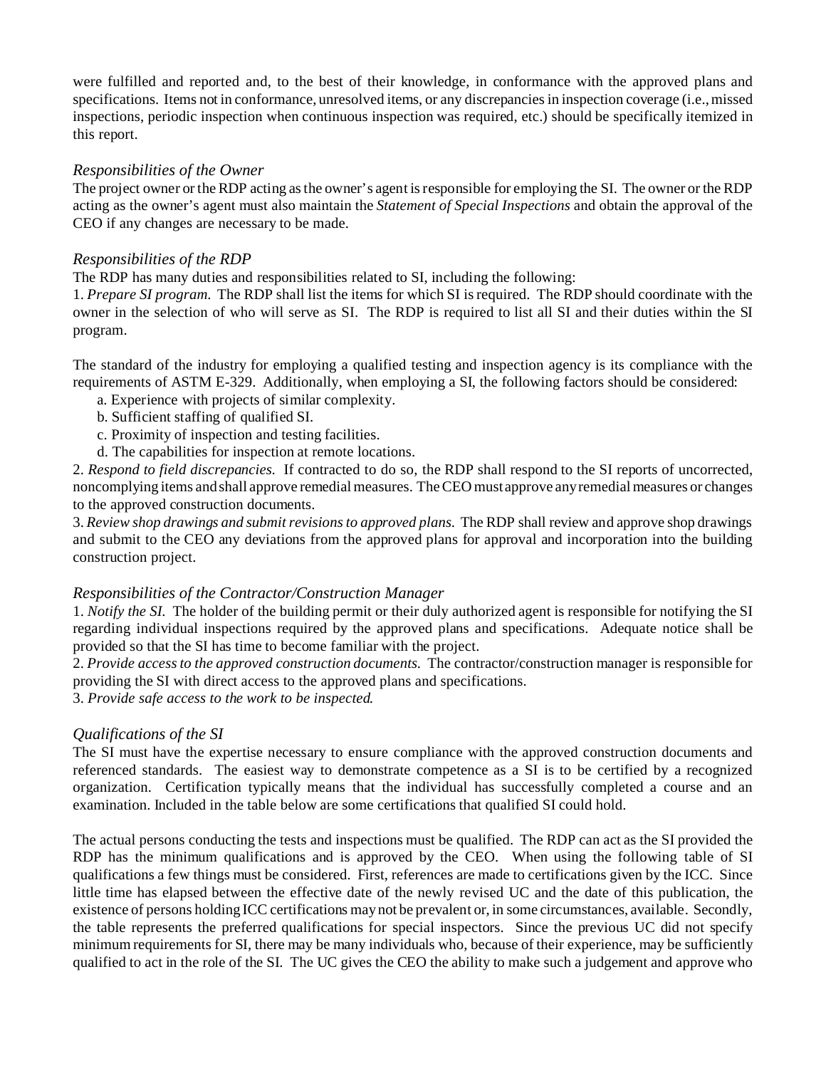were fulfilled and reported and, to the best of their knowledge, in conformance with the approved plans and specifications. Items not in conformance, unresolved items, or any discrepancies in inspection coverage (i.e., missed inspections, periodic inspection when continuous inspection was required, etc.) should be specifically itemized in this report.

### *Responsibilities of the Owner*

The project owner or the RDP acting as the owner's agent is responsible for employing the SI. The owner or the RDP acting as the owner's agent must also maintain the *Statement of Special Inspections* and obtain the approval of the CEO if any changes are necessary to be made.

### *Responsibilities of the RDP*

The RDP has many duties and responsibilities related to SI, including the following:

1. *Prepare SI program.* The RDP shall list the items for which SI is required. The RDP should coordinate with the owner in the selection of who will serve as SI. The RDP is required to list all SI and their duties within the SI program.

The standard of the industry for employing a qualified testing and inspection agency is its compliance with the requirements of ASTM E-329. Additionally, when employing a SI, the following factors should be considered:

a. Experience with projects of similar complexity.
b. Sufficient staffing of qualified SI.
c. Proximity of inspection and testing facilities.
d. The capabilities for inspection at remote locations.

2. *Respond to field discrepancies.* If contracted to do so, the RDP shall respond to the SI reports of uncorrected, noncomplying items and shall approve remedial measures. The CEO must approve any remedial measures or changes to the approved construction documents.
3. *Review shop drawings and submit revisions to approved plans.* The RDP shall review and approve shop drawings and submit to the CEO any deviations from the approved plans for approval and incorporation into the building construction project.

### *Responsibilities of the Contractor/Construction Manager*

1. *Notify the SI.* The holder of the building permit or their duly authorized agent is responsible for notifying the SI regarding individual inspections required by the approved plans and specifications. Adequate notice shall be provided so that the SI has time to become familiar with the project.
2. *Provide access to the approved construction documents.* The contractor/construction manager is responsible for providing the SI with direct access to the approved plans and specifications.
3. *Provide safe access to the work to be inspected.*

### *Qualifications of the SI*

The SI must have the expertise necessary to ensure compliance with the approved construction documents and referenced standards. The easiest way to demonstrate competence as a SI is to be certified by a recognized organization. Certification typically means that the individual has successfully completed a course and an examination. Included in the table below are some certifications that qualified SI could hold.

The actual persons conducting the tests and inspections must be qualified. The RDP can act as the SI provided the RDP has the minimum qualifications and is approved by the CEO. When using the following table of SI qualifications a few things must be considered. First, references are made to certifications given by the ICC. Since little time has elapsed between the effective date of the newly revised UC and the date of this publication, the existence of persons holding ICC certifications may not be prevalent or, in some circumstances, available. Secondly, the table represents the preferred qualifications for special inspectors. Since the previous UC did not specify minimum requirements for SI, there may be many individuals who, because of their experience, may be sufficiently qualified to act in the role of the SI. The UC gives the CEO the ability to make such a judgement and approve who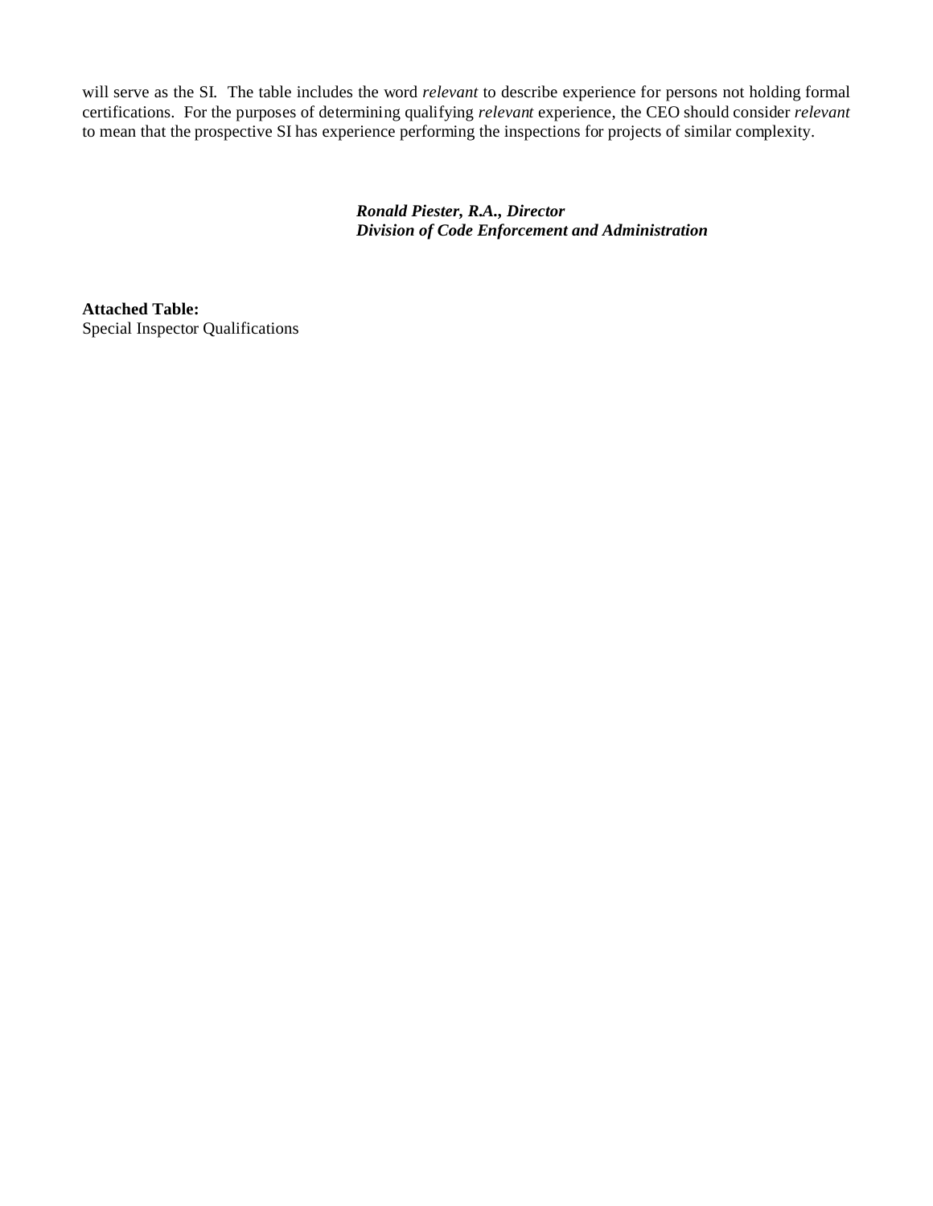will serve as the SI. The table includes the word *relevant* to describe experience for persons not holding formal certifications. For the purposes of determining qualifying *relevant* experience, the CEO should consider *relevant* to mean that the prospective SI has experience performing the inspections for projects of similar complexity.

***Ronald Piester, R.A., Director***
***Division of Code Enforcement and Administration***

**Attached Table:**
Special Inspector Qualifications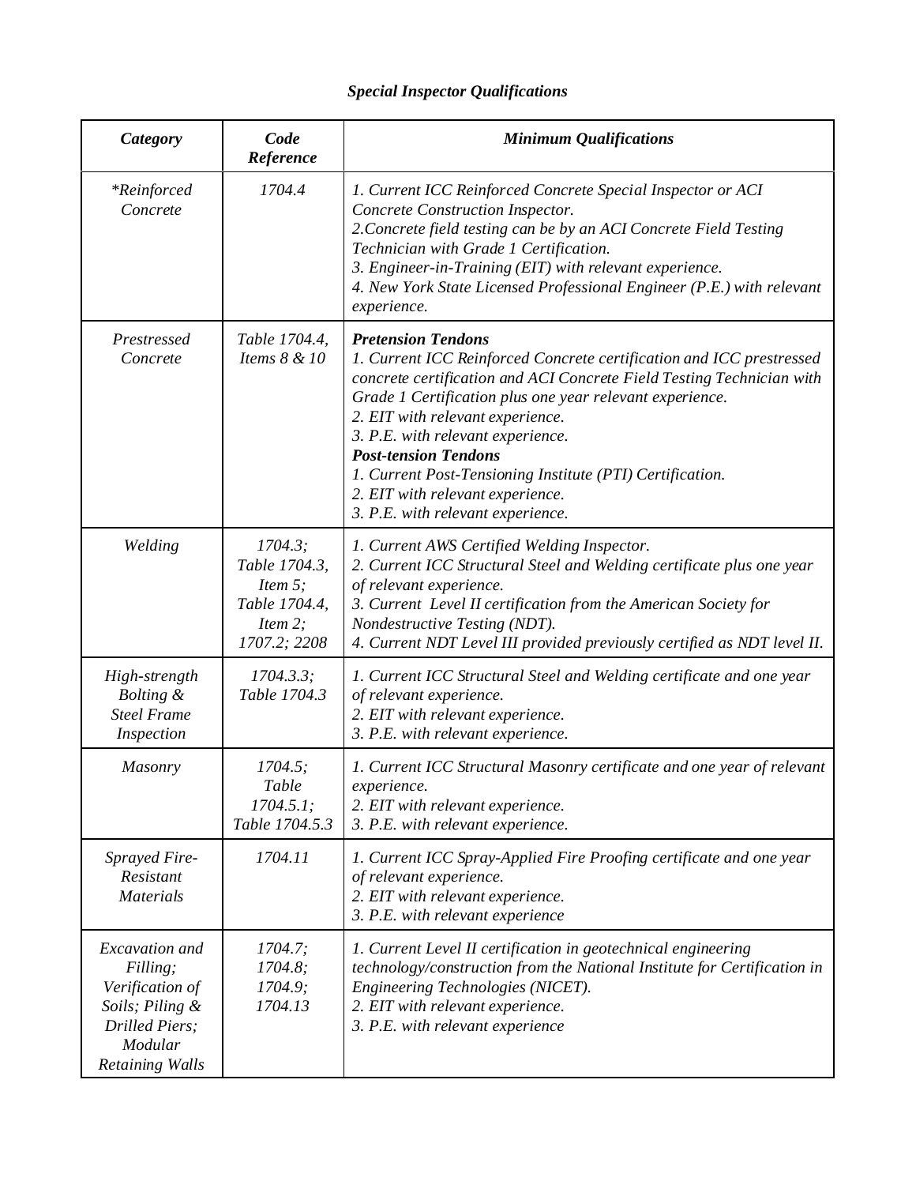## *Special Inspector Qualifications*

| *Category* | *Code Reference* | *Minimum Qualifications* |
|---|---|---|
| *\*Reinforced Concrete* | *1704.4* | *1. Current ICC Reinforced Concrete Special Inspector or ACI Concrete Construction Inspector.*<br>*2.Concrete field testing can be by an ACI Concrete Field Testing Technician with Grade 1 Certification.*<br>*3. Engineer-in-Training (EIT) with relevant experience.*<br>*4. New York State Licensed Professional Engineer (P.E.) with relevant experience.* |
| *Prestressed Concrete* | *Table 1704.4, Items 8 & 10* | ***Pretension Tendons***<br>*1. Current ICC Reinforced Concrete certification and ICC prestressed concrete certification and ACI Concrete Field Testing Technician with Grade 1 Certification plus one year relevant experience.*<br>*2. EIT with relevant experience.*<br>*3. P.E. with relevant experience.*<br>***Post-tension Tendons***<br>*1. Current Post-Tensioning Institute (PTI) Certification.*<br>*2. EIT with relevant experience.*<br>*3. P.E. with relevant experience.* |
| *Welding* | *1704.3; Table 1704.3, Item 5; Table 1704.4, Item 2; 1707.2; 2208* | *1. Current AWS Certified Welding Inspector.*<br>*2. Current ICC Structural Steel and Welding certificate plus one year of relevant experience.*<br>*3. Current Level II certification from the American Society for Nondestructive Testing (NDT).*<br>*4. Current NDT Level III provided previously certified as NDT level II.* |
| *High-strength Bolting & Steel Frame Inspection* | *1704.3.3; Table 1704.3* | *1. Current ICC Structural Steel and Welding certificate and one year of relevant experience.*<br>*2. EIT with relevant experience.*<br>*3. P.E. with relevant experience.* |
| *Masonry* | *1704.5; Table 1704.5.1; Table 1704.5.3* | *1. Current ICC Structural Masonry certificate and one year of relevant experience.*<br>*2. EIT with relevant experience.*<br>*3. P.E. with relevant experience.* |
| *Sprayed Fire-Resistant Materials* | *1704.11* | *1. Current ICC Spray-Applied Fire Proofing certificate and one year of relevant experience.*<br>*2. EIT with relevant experience.*<br>*3. P.E. with relevant experience* |
| *Excavation and Filling; Verification of Soils; Piling & Drilled Piers; Modular Retaining Walls* | *1704.7; 1704.8; 1704.9; 1704.13* | *1. Current Level II certification in geotechnical engineering technology/construction from the National Institute for Certification in Engineering Technologies (NICET).*<br>*2. EIT with relevant experience.*<br>*3. P.E. with relevant experience* |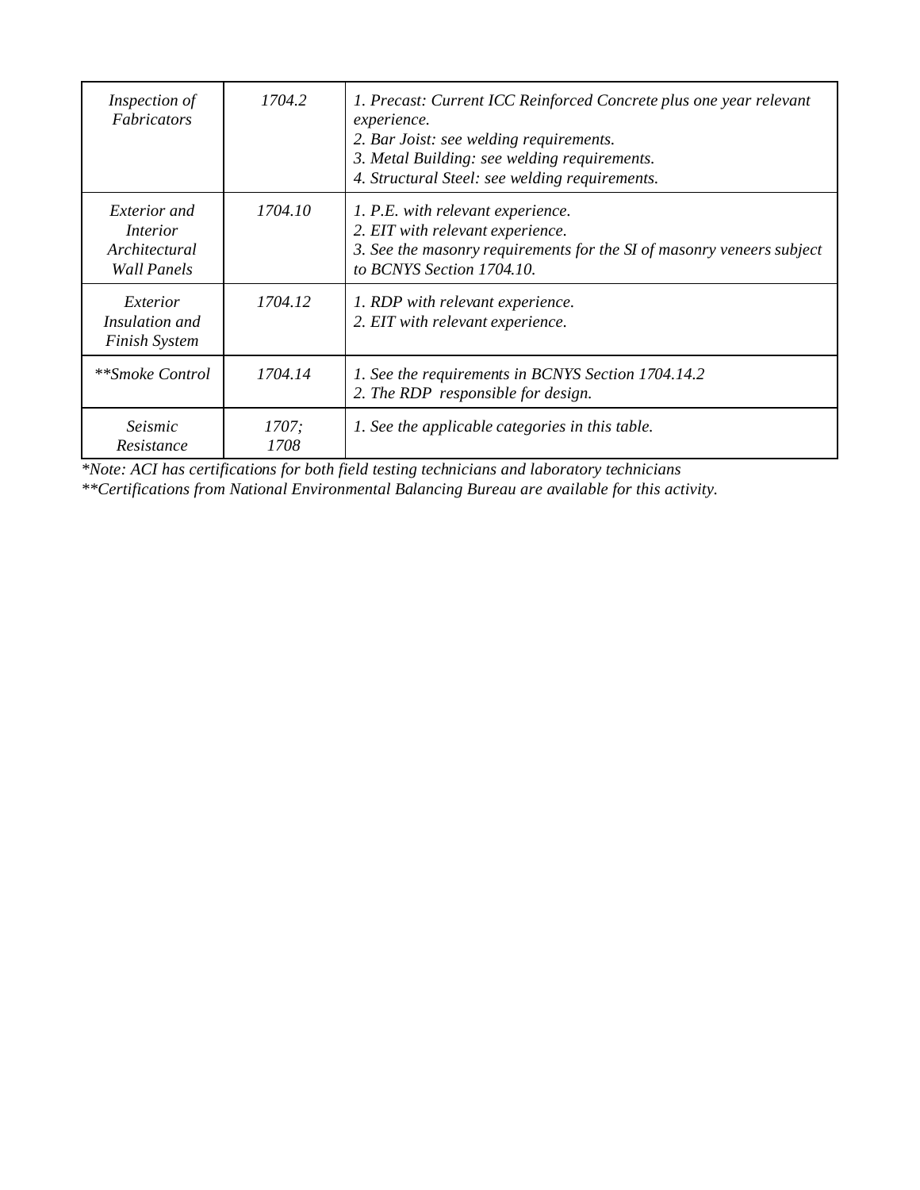| | | |
|---|---|---|
| *Inspection of Fabricators* | *1704.2* | *1. Precast: Current ICC Reinforced Concrete plus one year relevant experience.*<br>*2. Bar Joist: see welding requirements.*<br>*3. Metal Building: see welding requirements.*<br>*4. Structural Steel: see welding requirements.* |
| *Exterior and Interior Architectural Wall Panels* | *1704.10* | *1. P.E. with relevant experience.*<br>*2. EIT with relevant experience.*<br>*3. See the masonry requirements for the SI of masonry veneers subject to BCNYS Section 1704.10.* |
| *Exterior Insulation and Finish System* | *1704.12* | *1. RDP with relevant experience.*<br>*2. EIT with relevant experience.* |
| *\*\*Smoke Control* | *1704.14* | *1. See the requirements in BCNYS Section 1704.14.2*<br>*2. The RDP responsible for design.* |
| *Seismic Resistance* | *1707; 1708* | *1. See the applicable categories in this table.* |

*\*Note: ACI has certifications for both field testing technicians and laboratory technicians*

*\*\*Certifications from National Environmental Balancing Bureau are available for this activity.*